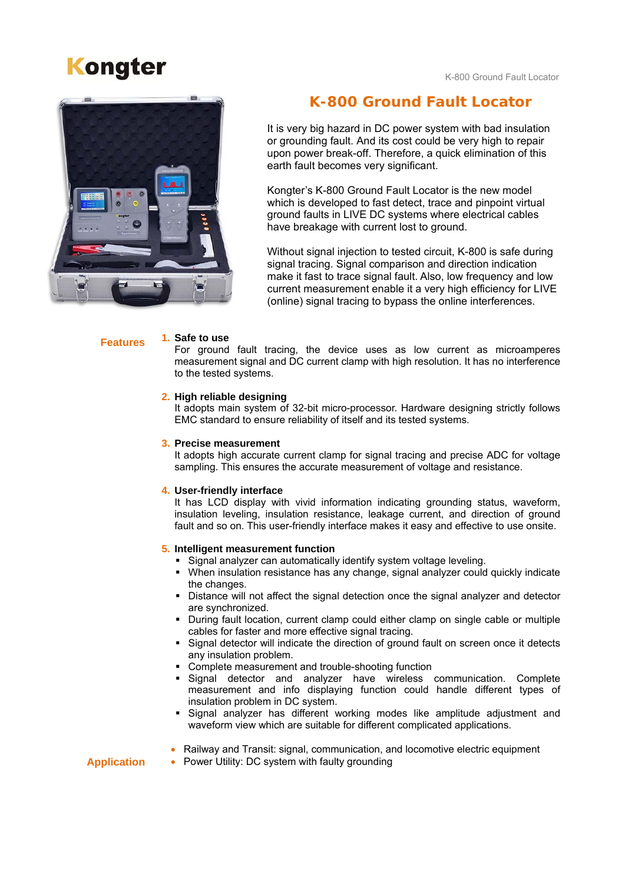Kongter

# K-800 Ground Fault Locator

It is very big hazard in DC power system with bad insulation or grounding fault. And its cost could be very high to repair upon power break-off. Therefore, a quick elimination of this earth fault becomes very significant.

Kongter's K-800 Ground Fault Locator is the new model which is developed to fast detect, trace and pinpoint virtual ground faults in LIVE DC systems where electrical cables have breakage with current lost to ground.

Without signal injection to tested circuit, K-800 is safe during signal tracing. Signal comparison and direction indication make it fast to trace signal fault. Also, low frequency and low current measurement enable it a very high efficiency for LIVE (online) signal tracing to bypass the online interferences.

## Features

1. **Safe to use**
   For ground fault tracing, the device uses as low current as microamperes measurement signal and DC current clamp with high resolution. It has no interference to the tested systems.

2. **High reliable designing**
   It adopts main system of 32-bit micro-processor. Hardware designing strictly follows EMC standard to ensure reliability of itself and its tested systems.

3. **Precise measurement**
   It adopts high accurate current clamp for signal tracing and precise ADC for voltage sampling. This ensures the accurate measurement of voltage and resistance.

4. **User-friendly interface**
   It has LCD display with vivid information indicating grounding status, waveform, insulation leveling, insulation resistance, leakage current, and direction of ground fault and so on. This user-friendly interface makes it easy and effective to use onsite.

5. **Intelligent measurement function**
   - Signal analyzer can automatically identify system voltage leveling.
   - When insulation resistance has any change, signal analyzer could quickly indicate the changes.
   - Distance will not affect the signal detection once the signal analyzer and detector are synchronized.
   - During fault location, current clamp could either clamp on single cable or multiple cables for faster and more effective signal tracing.
   - Signal detector will indicate the direction of ground fault on screen once it detects any insulation problem.
   - Complete measurement and trouble-shooting function
   - Signal detector and analyzer have wireless communication. Complete measurement and info displaying function could handle different types of insulation problem in DC system.
   - Signal analyzer has different working modes like amplitude adjustment and waveform view which are suitable for different complicated applications.

## Application

- Railway and Transit: signal, communication, and locomotive electric equipment
- Power Utility: DC system with faulty grounding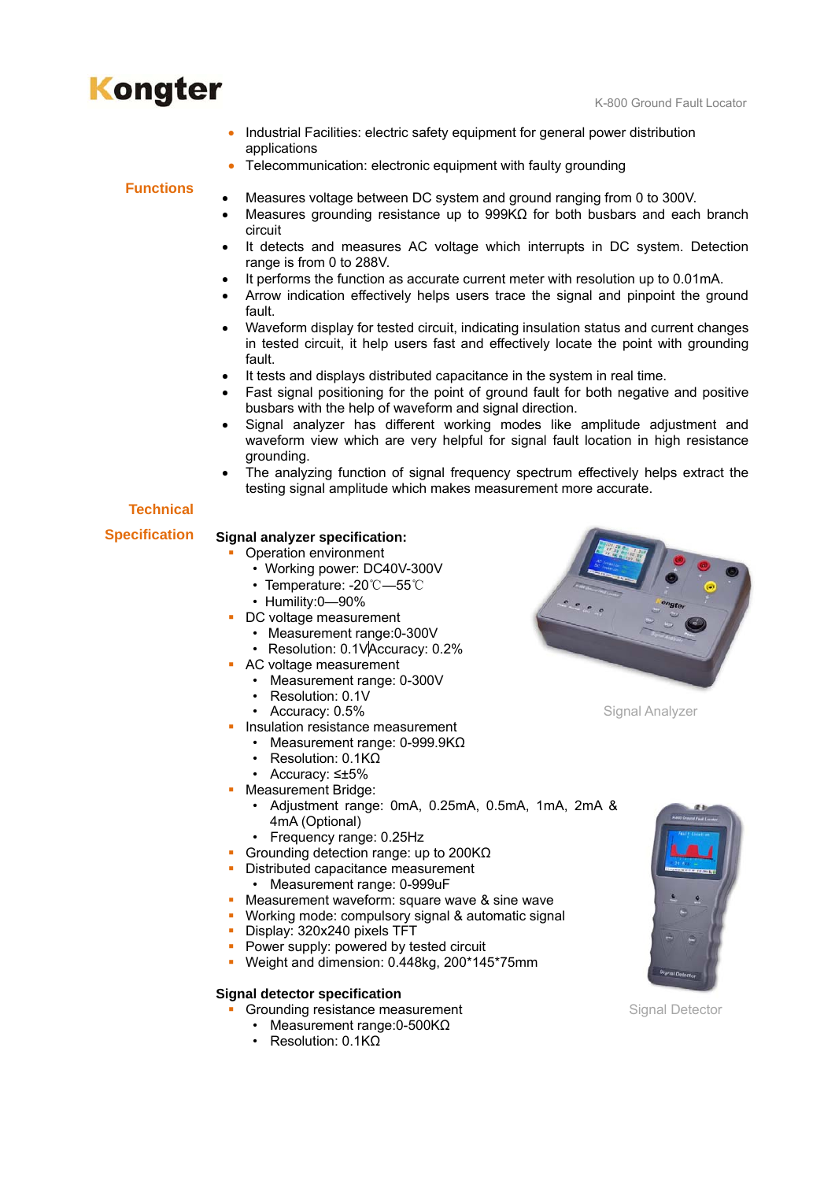- Industrial Facilities: electric safety equipment for general power distribution applications
- Telecommunication: electronic equipment with faulty grounding

## Functions

- Measures voltage between DC system and ground ranging from 0 to 300V.
- Measures grounding resistance up to 999KΩ for both busbars and each branch circuit
- It detects and measures AC voltage which interrupts in DC system. Detection range is from 0 to 288V.
- It performs the function as accurate current meter with resolution up to 0.01mA.
- Arrow indication effectively helps users trace the signal and pinpoint the ground fault.
- Waveform display for tested circuit, indicating insulation status and current changes in tested circuit, it help users fast and effectively locate the point with grounding fault.
- It tests and displays distributed capacitance in the system in real time.
- Fast signal positioning for the point of ground fault for both negative and positive busbars with the help of waveform and signal direction.
- Signal analyzer has different working modes like amplitude adjustment and waveform view which are very helpful for signal fault location in high resistance grounding.
- The analyzing function of signal frequency spectrum effectively helps extract the testing signal amplitude which makes measurement more accurate.

## Technical Specification

**Signal analyzer specification:**

- Operation environment
  - Working power: DC40V-300V
  - Temperature: -20℃—55℃
  - Humidity:0—90%
- DC voltage measurement
  - Measurement range:0-300V
  - Resolution: 0.1V Accuracy: 0.2%
- AC voltage measurement
  - Measurement range: 0-300V
  - Resolution: 0.1V
  - Accuracy: 0.5%
- Insulation resistance measurement
  - Measurement range: 0-999.9KΩ
  - Resolution: 0.1KΩ
  - Accuracy: ≤±5%
- Measurement Bridge:
  - Adjustment range: 0mA, 0.25mA, 0.5mA, 1mA, 2mA & 4mA (Optional)
  - Frequency range: 0.25Hz
- Grounding detection range: up to 200KΩ
- Distributed capacitance measurement
  - Measurement range: 0-999uF
- Measurement waveform: square wave & sine wave
- Working mode: compulsory signal & automatic signal
- Display: 320x240 pixels TFT
- Power supply: powered by tested circuit
- Weight and dimension: 0.448kg, 200*145*75mm

Signal Analyzer

**Signal detector specification**

- Grounding resistance measurement
  - Measurement range:0-500KΩ
  - Resolution: 0.1KΩ

Signal Detector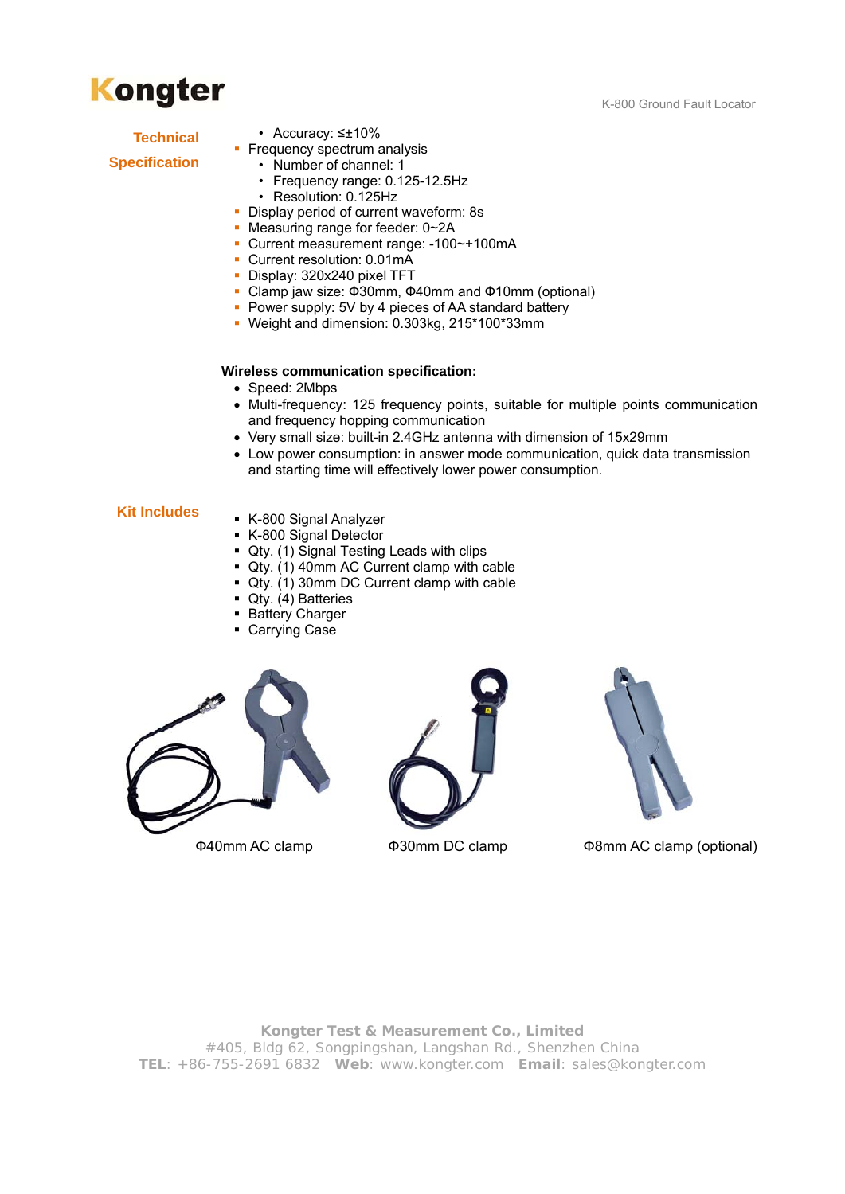## Technical Specification

- Accuracy: ≤±10%
- Frequency spectrum analysis
  - Number of channel: 1
  - Frequency range: 0.125-12.5Hz
  - Resolution: 0.125Hz
- Display period of current waveform: 8s
- Measuring range for feeder: 0~2A
- Current measurement range: -100~+100mA
- Current resolution: 0.01mA
- Display: 320x240 pixel TFT
- Clamp jaw size: Φ30mm, Φ40mm and Φ10mm (optional)
- Power supply: 5V by 4 pieces of AA standard battery
- Weight and dimension: 0.303kg, 215*100*33mm

**Wireless communication specification:**

- Speed: 2Mbps
- Multi-frequency: 125 frequency points, suitable for multiple points communication and frequency hopping communication
- Very small size: built-in 2.4GHz antenna with dimension of 15x29mm
- Low power consumption: in answer mode communication, quick data transmission and starting time will effectively lower power consumption.

## Kit Includes

- K-800 Signal Analyzer
- K-800 Signal Detector
- Qty. (1) Signal Testing Leads with clips
- Qty. (1) 40mm AC Current clamp with cable
- Qty. (1) 30mm DC Current clamp with cable
- Qty. (4) Batteries
- Battery Charger
- Carrying Case

Φ40mm AC clamp

Φ30mm DC clamp

Φ8mm AC clamp (optional)

**Kongter Test & Measurement Co., Limited**
#405, Bldg 62, Songpingshan, Langshan Rd., Shenzhen China
**TEL**: +86-755-2691 6832 **Web**: www.kongter.com **Email**: sales@kongter.com